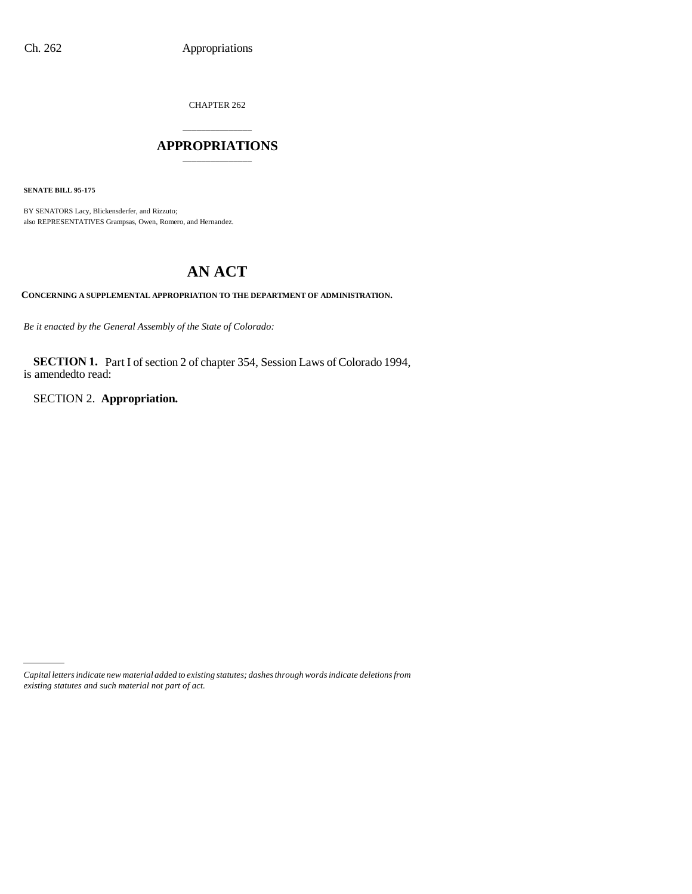CHAPTER 262

# APPROPRIATIONS

**SENATE BILL 95-175**

BY SENATORS Lacy, Blickensderfer, and Rizzuto;
also REPRESENTATIVES Grampsas, Owen, Romero, and Hernandez.

# AN ACT

**CONCERNING A SUPPLEMENTAL APPROPRIATION TO THE DEPARTMENT OF ADMINISTRATION.**

*Be it enacted by the General Assembly of the State of Colorado:*

**SECTION 1.** Part I of section 2 of chapter 354, Session Laws of Colorado 1994, is amendedto read:

SECTION 2. **Appropriation.**

*Capital letters indicate new material added to existing statutes; dashes through words indicate deletions from existing statutes and such material not part of act.*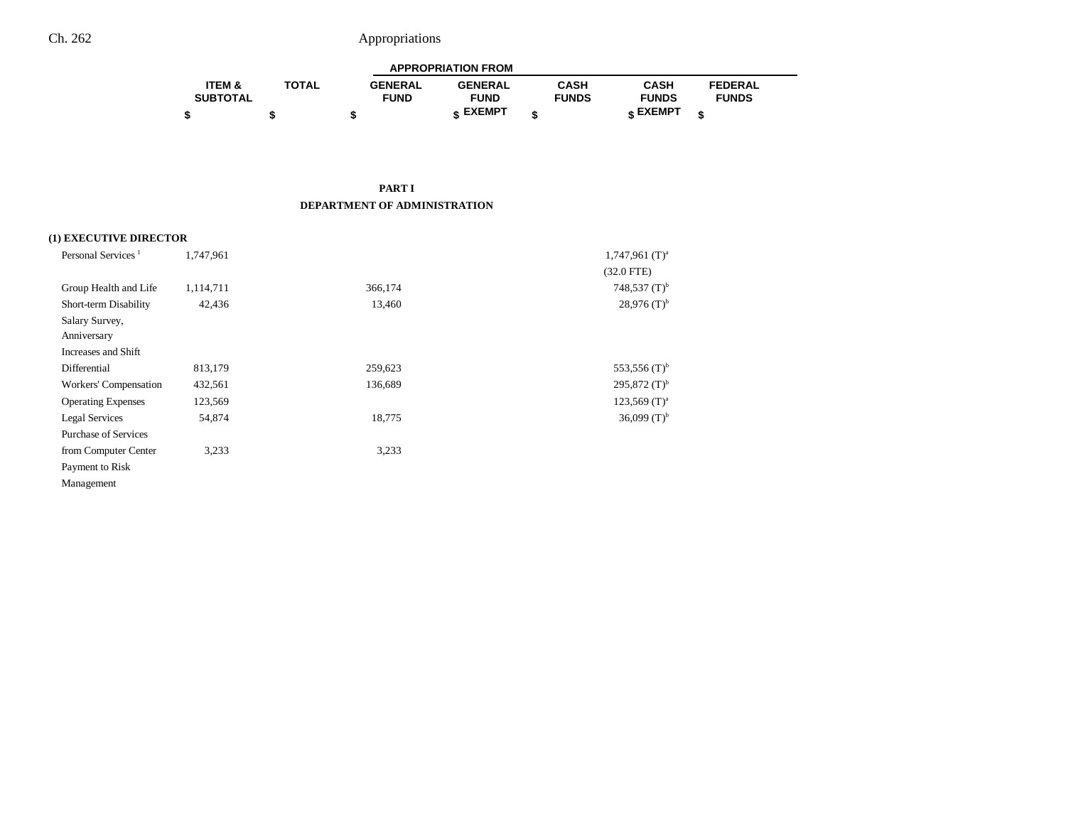| | ITEM & SUBTOTAL | TOTAL | APPROPRIATION FROM | | | | |
|---|---|---|---|---|---|---|---|
| | | | GENERAL FUND | GENERAL FUND EXEMPT | CASH FUNDS | CASH FUNDS EXEMPT | FEDERAL FUNDS |
| | $ | $ | $ | $ | $ | $ | $ |

## PART I
## DEPARTMENT OF ADMINISTRATION

### (1) EXECUTIVE DIRECTOR

| | ITEM & SUBTOTAL | TOTAL | GENERAL FUND | GENERAL FUND EXEMPT | CASH FUNDS | CASH FUNDS EXEMPT | FEDERAL FUNDS |
|---|---|---|---|---|---|---|---|
| Personal Services [1] | 1,747,961 | | | | | 1,747,961 (T)[a] | |
| | | | | | | (32.0 FTE) | |
| Group Health and Life | 1,114,711 | | 366,174 | | | 748,537 (T)[b] | |
| Short-term Disability | 42,436 | | 13,460 | | | 28,976 (T)[b] | |
| Salary Survey, Anniversary Increases and Shift Differential | 813,179 | | 259,623 | | | 553,556 (T)[b] | |
| Workers' Compensation | 432,561 | | 136,689 | | | 295,872 (T)[b] | |
| Operating Expenses | 123,569 | | | | | 123,569 (T)[a] | |
| Legal Services | 54,874 | | 18,775 | | | 36,099 (T)[b] | |
| Purchase of Services from Computer Center | 3,233 | | 3,233 | | | | |
| Payment to Risk Management | | | | | | | |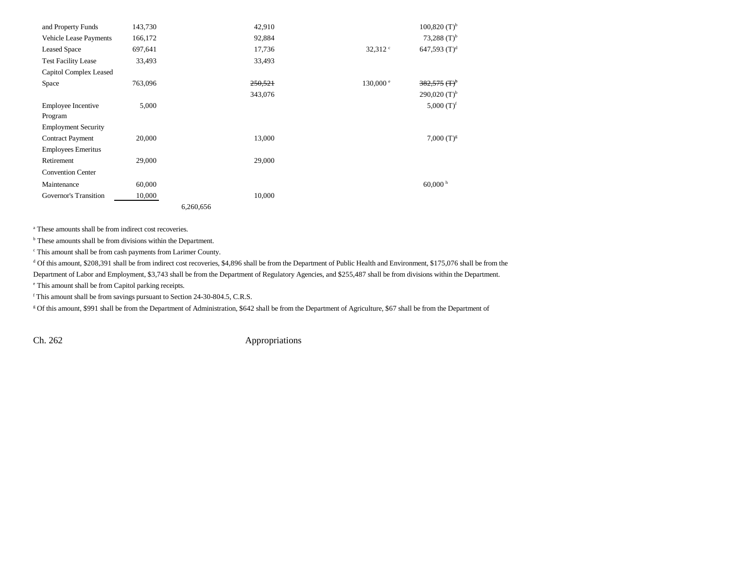| | | | | | | |
|---|---|---|---|---|---|---|
| and Property Funds | 143,730 | | 42,910 | | | 100,820 (T)[b] |
| Vehicle Lease Payments | 166,172 | | 92,884 | | | 73,288 (T)[b] |
| Leased Space | 697,641 | | 17,736 | | 32,312 [c] | 647,593 (T)[d] |
| Test Facility Lease | 33,493 | | 33,493 | | | |
| Capitol Complex Leased Space | 763,096 | | ~~250,521~~ | | 130,000 [e] | ~~382,575 (T)~~[b] |
| | | | 343,076 | | | 290,020 (T)[b] |
| Employee Incentive Program | 5,000 | | | | | 5,000 (T)[f] |
| Employment Security Contract Payment | 20,000 | | 13,000 | | | 7,000 (T)[g] |
| Employees Emeritus Retirement | 29,000 | | 29,000 | | | |
| Convention Center Maintenance | 60,000 | | | | | 60,000 [h] |
| Governor's Transition | 10,000 | | 10,000 | | | |
| | | 6,260,656 | | | | |

[a] These amounts shall be from indirect cost recoveries.

[b] These amounts shall be from divisions within the Department.

[c] This amount shall be from cash payments from Larimer County.

[d] Of this amount, $208,391 shall be from indirect cost recoveries, $4,896 shall be from the Department of Public Health and Environment, $175,076 shall be from the Department of Labor and Employment, $3,743 shall be from the Department of Regulatory Agencies, and $255,487 shall be from divisions within the Department.

[e] This amount shall be from Capitol parking receipts.

[f] This amount shall be from savings pursuant to Section 24-30-804.5, C.R.S.

[g] Of this amount, $991 shall be from the Department of Administration, $642 shall be from the Department of Agriculture, $67 shall be from the Department of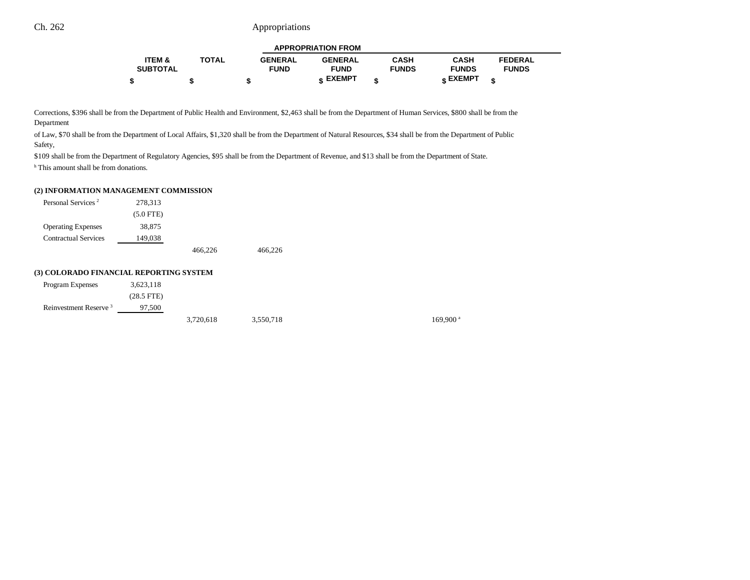Corrections, $396 shall be from the Department of Public Health and Environment, $2,463 shall be from the Department of Human Services, $800 shall be from the Department of Law, $70 shall be from the Department of Local Affairs, $1,320 shall be from the Department of Natural Resources, $34 shall be from the Department of Public Safety, $109 shall be from the Department of Regulatory Agencies, $95 shall be from the Department of Revenue, and $13 shall be from the Department of State.

[h] This amount shall be from donations.

| | ITEM & SUBTOTAL $ | TOTAL $ | GENERAL FUND $ | GENERAL FUND EXEMPT $ | CASH FUNDS $ | CASH FUNDS EXEMPT $ | FEDERAL FUNDS $ |
|---|---|---|---|---|---|---|---|
| **(2) INFORMATION MANAGEMENT COMMISSION** | | | | | | | |
| Personal Services [2] | 278,313 | | | | | | |
| | (5.0 FTE) | | | | | | |
| Operating Expenses | 38,875 | | | | | | |
| Contractual Services | 149,038 | | | | | | |
| | | 466,226 | 466,226 | | | | |
| **(3) COLORADO FINANCIAL REPORTING SYSTEM** | | | | | | | |
| Program Expenses | 3,623,118 | | | | | | |
| | (28.5 FTE) | | | | | | |
| Reinvestment Reserve [3] | 97,500 | | | | | | |
| | | 3,720,618 | 3,550,718 | | | 169,900 [a] | |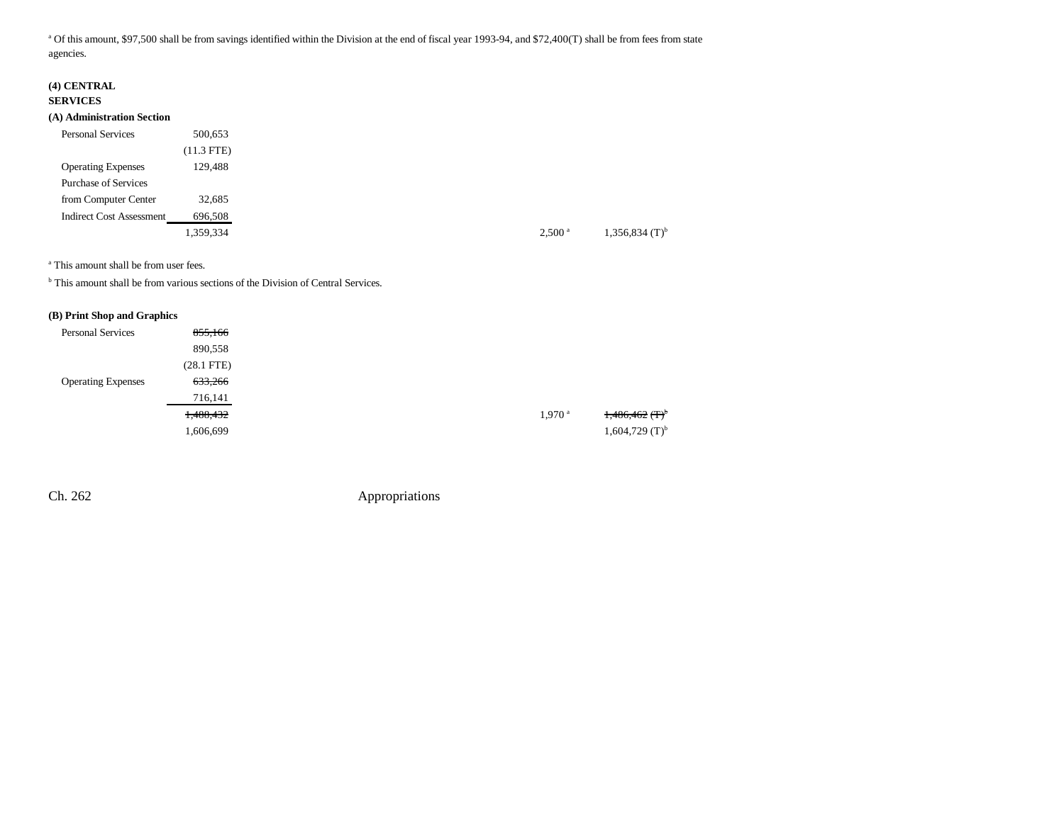[a] Of this amount, $97,500 shall be from savings identified within the Division at the end of fiscal year 1993-94, and $72,400(T) shall be from fees from state agencies.

**(4) CENTRAL SERVICES**

**(A) Administration Section**

| | | | |
|---|---|---|---|
| Personal Services | 500,653 | | |
| | (11.3 FTE) | | |
| Operating Expenses | 129,488 | | |
| Purchase of Services from Computer Center | 32,685 | | |
| Indirect Cost Assessment | 696,508 | | |
| | 1,359,334 | 2,500 [a] | 1,356,834 (T)[b] |

[a] This amount shall be from user fees.

[b] This amount shall be from various sections of the Division of Central Services.

**(B) Print Shop and Graphics**

| | | | |
|---|---|---|---|
| Personal Services | ~~855,166~~ | | |
| | 890,558 | | |
| | (28.1 FTE) | | |
| Operating Expenses | ~~633,266~~ | | |
| | 716,141 | | |
| | ~~1,488,432~~ | 1,970 [a] | ~~1,486,462 (T)~~[b] |
| | 1,606,699 | | 1,604,729 (T)[b] |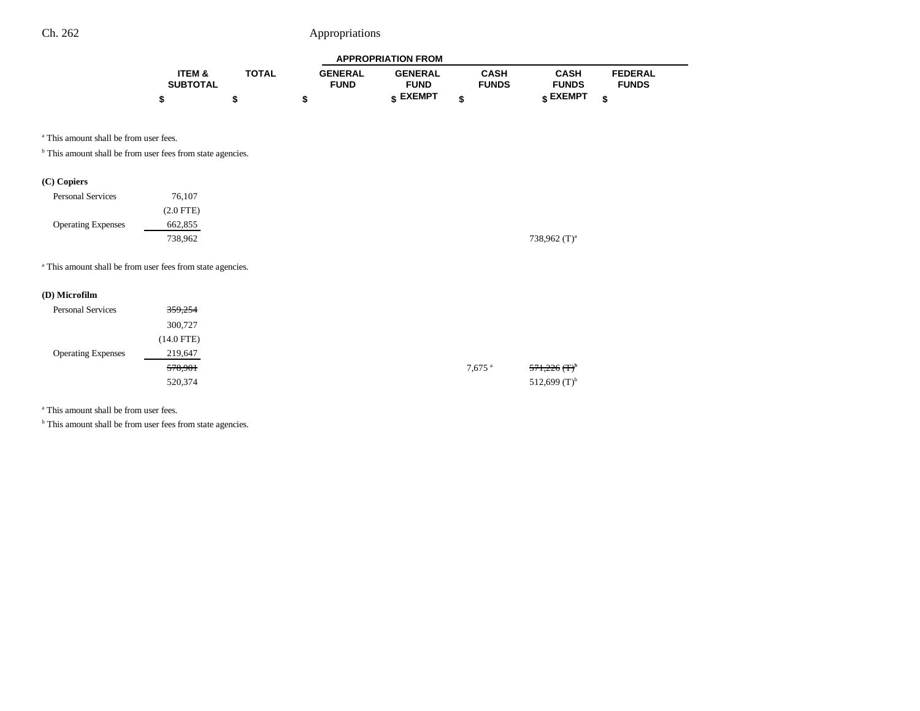| | ITEM & SUBTOTAL | TOTAL | GENERAL FUND | GENERAL FUND EXEMPT | CASH FUNDS | CASH FUNDS EXEMPT | FEDERAL FUNDS |
|---|---|---|---|---|---|---|---|
| | $ | $ | $ | $ | $ | $ | $ |

[a] This amount shall be from user fees.

[b] This amount shall be from user fees from state agencies.

**(C) Copiers**

| | ITEM & SUBTOTAL | TOTAL | GENERAL FUND | GENERAL FUND EXEMPT | CASH FUNDS | CASH FUNDS EXEMPT | FEDERAL FUNDS |
|---|---|---|---|---|---|---|---|
| Personal Services | 76,107 | | | | | | |
| | (2.0 FTE) | | | | | | |
| Operating Expenses | 662,855 | | | | | | |
| | 738,962 | | | | | 738,962 (T)[a] | |

[a] This amount shall be from user fees from state agencies.

**(D) Microfilm**

| | ITEM & SUBTOTAL | TOTAL | GENERAL FUND | GENERAL FUND EXEMPT | CASH FUNDS | CASH FUNDS EXEMPT | FEDERAL FUNDS |
|---|---|---|---|---|---|---|---|
| Personal Services | ~~359,254~~ | | | | | | |
| | 300,727 | | | | | | |
| | (14.0 FTE) | | | | | | |
| Operating Expenses | 219,647 | | | | | | |
| | ~~578,901~~ | | | | 7,675[a] | ~~571,226 (T)~~[b] | |
| | 520,374 | | | | | 512,699 (T)[b] | |

[a] This amount shall be from user fees.

[b] This amount shall be from user fees from state agencies.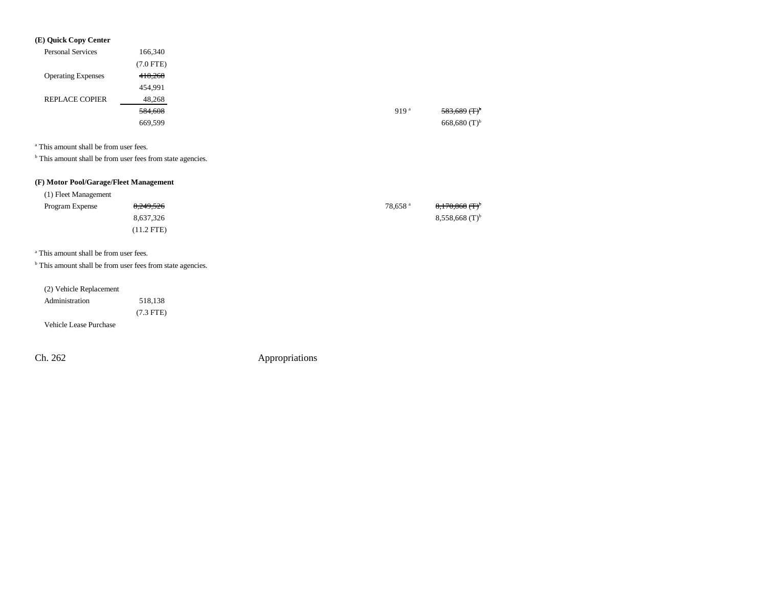**(E) Quick Copy Center**

| | | | | |
|---|---|---|---|---|
| Personal Services | 166,340 | | | |
| | (7.0 FTE) | | | |
| Operating Expenses | ~~418,260~~ | | | |
| | 454,991 | | | |
| REPLACE COPIER | 48,268 | | | |
| | ~~584,608~~ | | 919[a] | ~~583,689 (T)~~[b] |
| | 669,599 | | | 668,680 (T)[b] |

[a] This amount shall be from user fees.

[b] This amount shall be from user fees from state agencies.

**(F) Motor Pool/Garage/Fleet Management**

| | | | | |
|---|---|---|---|---|
| (1) Fleet Management | | | | |
| Program Expense | ~~8,249,526~~ | | 78,658[a] | ~~8,170,868 (T)~~[b] |
| | 8,637,326 | | | 8,558,668 (T)[b] |
| | (11.2 FTE) | | | |

[a] This amount shall be from user fees.

[b] This amount shall be from user fees from state agencies.

| | |
|---|---|
| (2) Vehicle Replacement | |
| Administration | 518,138 |
| | (7.3 FTE) |
| Vehicle Lease Purchase | |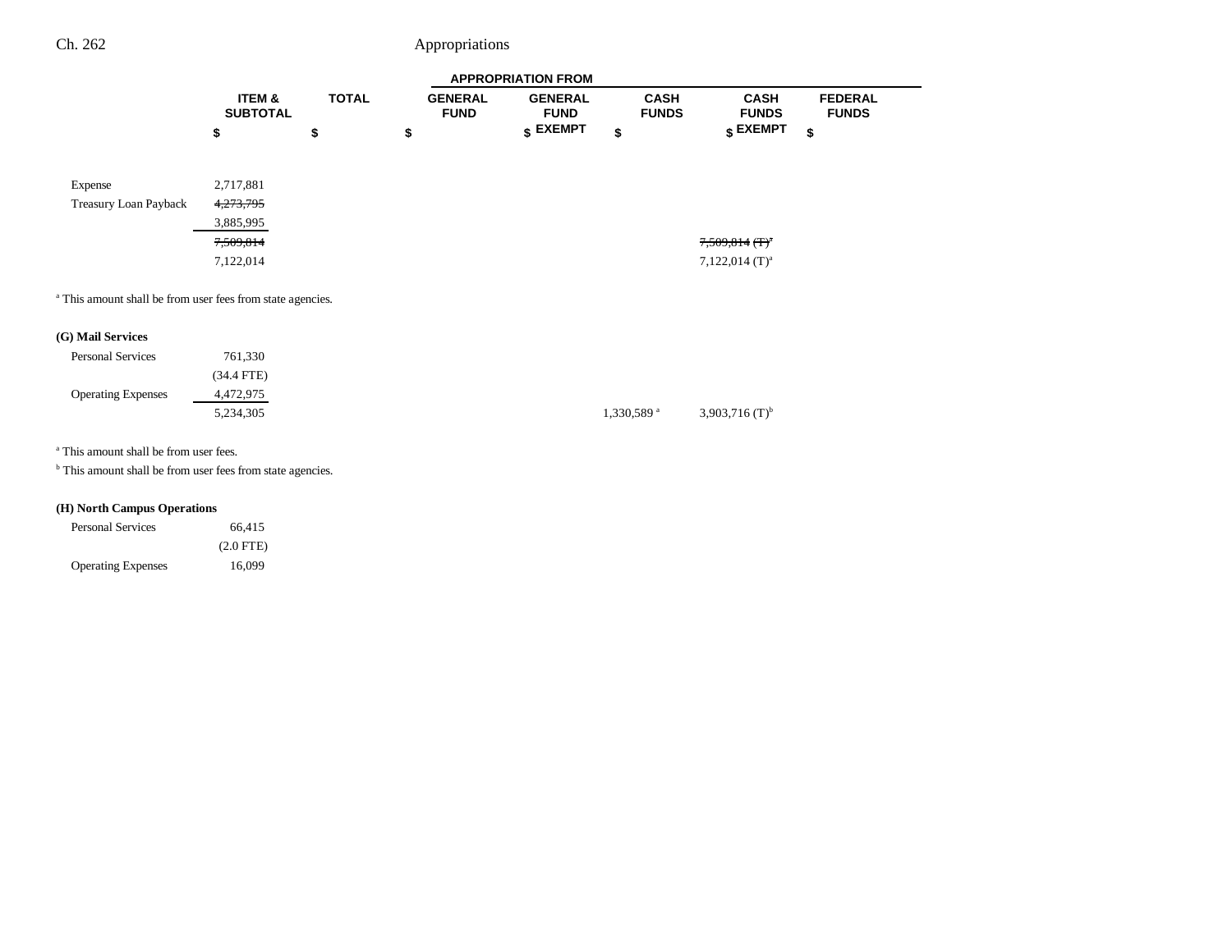| | ITEM & SUBTOTAL | TOTAL | GENERAL FUND | GENERAL FUND EXEMPT | CASH FUNDS | CASH FUNDS EXEMPT | FEDERAL FUNDS |
|---|---|---|---|---|---|---|---|
| | $ | $ | $ | $ | $ | $ | $ |
| Expense | 2,717,881 | | | | | | |
| Treasury Loan Payback | ~~4,273,795~~ | | | | | | |
| | 3,885,995 | | | | | | |
| | ~~7,509,814~~ | | | | | ~~7,509,814 (T)[a]~~ | |
| | 7,122,014 | | | | | 7,122,014 (T)[a] | |

[a] This amount shall be from user fees from state agencies.

**(G) Mail Services**

| | ITEM & SUBTOTAL | TOTAL | GENERAL FUND | GENERAL FUND EXEMPT | CASH FUNDS | CASH FUNDS EXEMPT | FEDERAL FUNDS |
|---|---|---|---|---|---|---|---|
| Personal Services | 761,330 | | | | | | |
| | (34.4 FTE) | | | | | | |
| Operating Expenses | 4,472,975 | | | | | | |
| | 5,234,305 | | | | 1,330,589[a] | 3,903,716 (T)[b] | |

[a] This amount shall be from user fees.

[b] This amount shall be from user fees from state agencies.

**(H) North Campus Operations**

| | ITEM & SUBTOTAL | TOTAL | GENERAL FUND | GENERAL FUND EXEMPT | CASH FUNDS | CASH FUNDS EXEMPT | FEDERAL FUNDS |
|---|---|---|---|---|---|---|---|
| Personal Services | 66,415 | | | | | | |
| | (2.0 FTE) | | | | | | |
| Operating Expenses | 16,099 | | | | | | |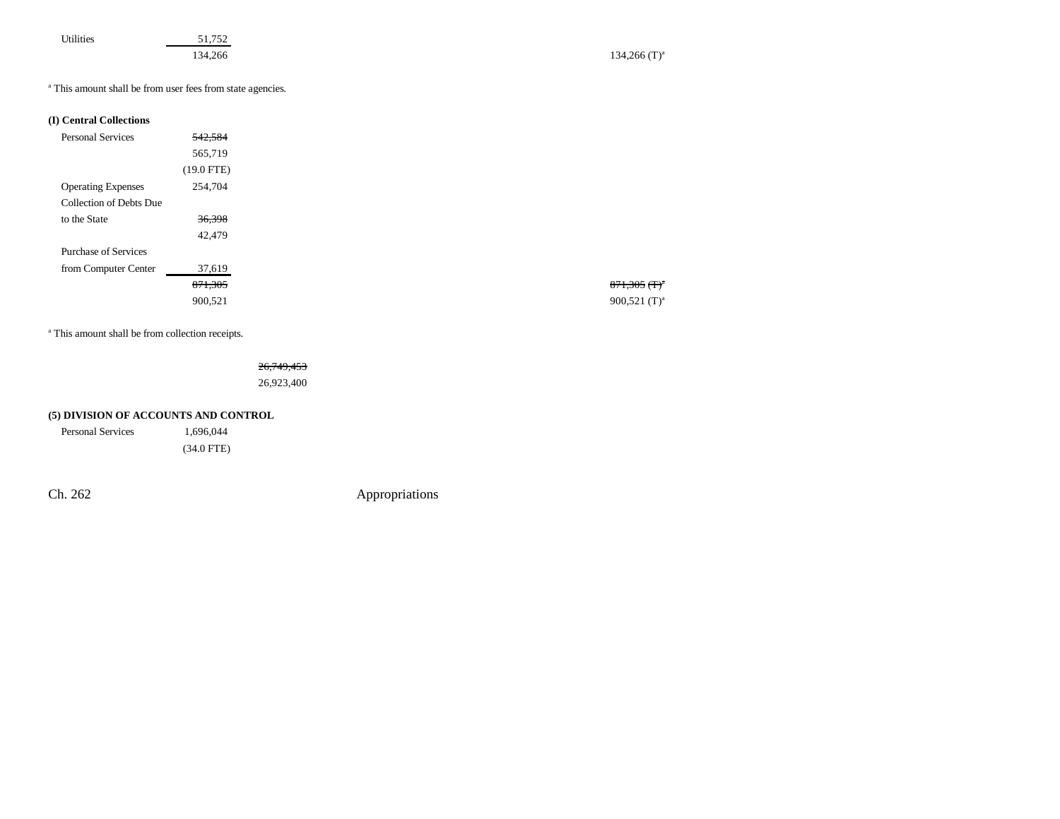| | | | |
|---|---|---|---|
| Utilities | 51,752 | | |
| | 134,266 | | 134,266 (T)[a] |

[a] This amount shall be from user fees from state agencies.

**(I) Central Collections**

| | | | |
|---|---|---|---|
| Personal Services | ~~542,584~~ | | |
| | 565,719 | | |
| | (19.0 FTE) | | |
| Operating Expenses | 254,704 | | |
| Collection of Debts Due to the State | ~~36,398~~ | | |
| | 42,479 | | |
| Purchase of Services from Computer Center | 37,619 | | |
| | ~~871,305~~ | | ~~871,305 (T)[a]~~ |
| | 900,521 | | 900,521 (T)[a] |

[a] This amount shall be from collection receipts.

| | | | |
|---|---|---|---|
| | | ~~26,749,453~~ | |
| | | 26,923,400 | |

**(5) DIVISION OF ACCOUNTS AND CONTROL**

| | | | |
|---|---|---|---|
| Personal Services | 1,696,044 | | |
| | (34.0 FTE) | | |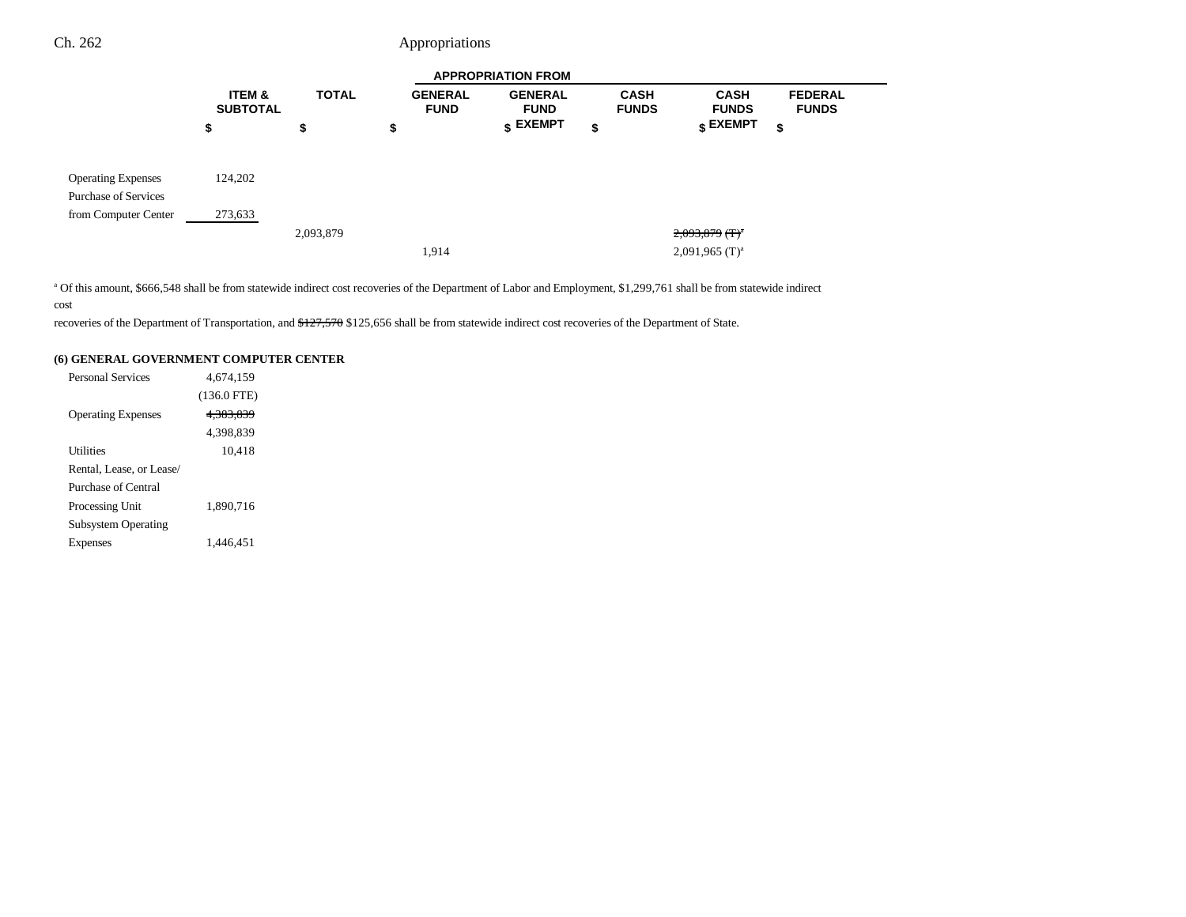| | ITEM & SUBTOTAL | TOTAL | GENERAL FUND | GENERAL FUND EXEMPT | CASH FUNDS | CASH FUNDS EXEMPT | FEDERAL FUNDS |
|---|---|---|---|---|---|---|---|
| | $ | $ | $ | $ | $ | $ | $ |
| Operating Expenses | 124,202 | | | | | | |
| Purchase of Services from Computer Center | 273,633 | | | | | | |
| | | 2,093,879 | | | | ~~2,093,879 (T)[a]~~ | |
| | | | 1,914 | | | 2,091,965 (T)[a] | |

[a] Of this amount, $666,548 shall be from statewide indirect cost recoveries of the Department of Labor and Employment, $1,299,761 shall be from statewide indirect cost recoveries of the Department of Transportation, and ~~$127,570~~ $125,656 shall be from statewide indirect cost recoveries of the Department of State.

**(6) GENERAL GOVERNMENT COMPUTER CENTER**

| | ITEM & SUBTOTAL |
|---|---|
| Personal Services | 4,674,159 |
| | (136.0 FTE) |
| Operating Expenses | ~~4,383,839~~ |
| | 4,398,839 |
| Utilities | 10,418 |
| Rental, Lease, or Lease/ Purchase of Central Processing Unit | 1,890,716 |
| Subsystem Operating Expenses | 1,446,451 |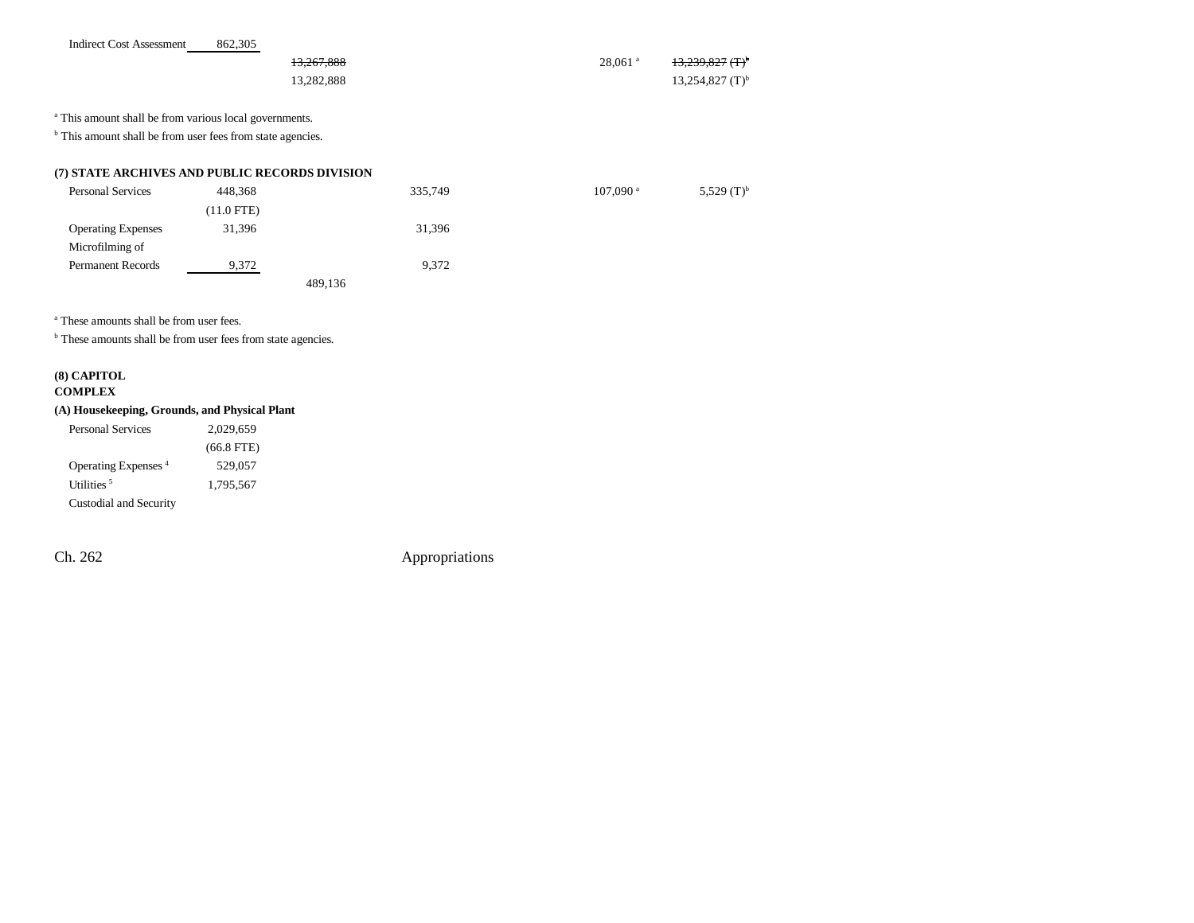| | | | | | | |
|---|---|---|---|---|---|---|
| Indirect Cost Assessment | 862,305 | | | | | |
| | | ~~13,267,888~~ | | | 28,061[a] | ~~13,239,827 (T)[b]~~ |
| | | 13,282,888 | | | | 13,254,827 (T)[b] |

[a] This amount shall be from various local governments.

[b] This amount shall be from user fees from state agencies.

**(7) STATE ARCHIVES AND PUBLIC RECORDS DIVISION**

| | | | | | | |
|---|---|---|---|---|---|---|
| Personal Services | 448,368 | | 335,749 | | 107,090[a] | 5,529 (T)[b] |
| | (11.0 FTE) | | | | | |
| Operating Expenses | 31,396 | | 31,396 | | | |
| Microfilming of Permanent Records | 9,372 | | 9,372 | | | |
| | | 489,136 | | | | |

[a] These amounts shall be from user fees.

[b] These amounts shall be from user fees from state agencies.

**(8) CAPITOL COMPLEX**

**(A) Housekeeping, Grounds, and Physical Plant**

| | |
|---|---|
| Personal Services | 2,029,659 |
| | (66.8 FTE) |
| Operating Expenses [4] | 529,057 |
| Utilities [5] | 1,795,567 |
| Custodial and Security | |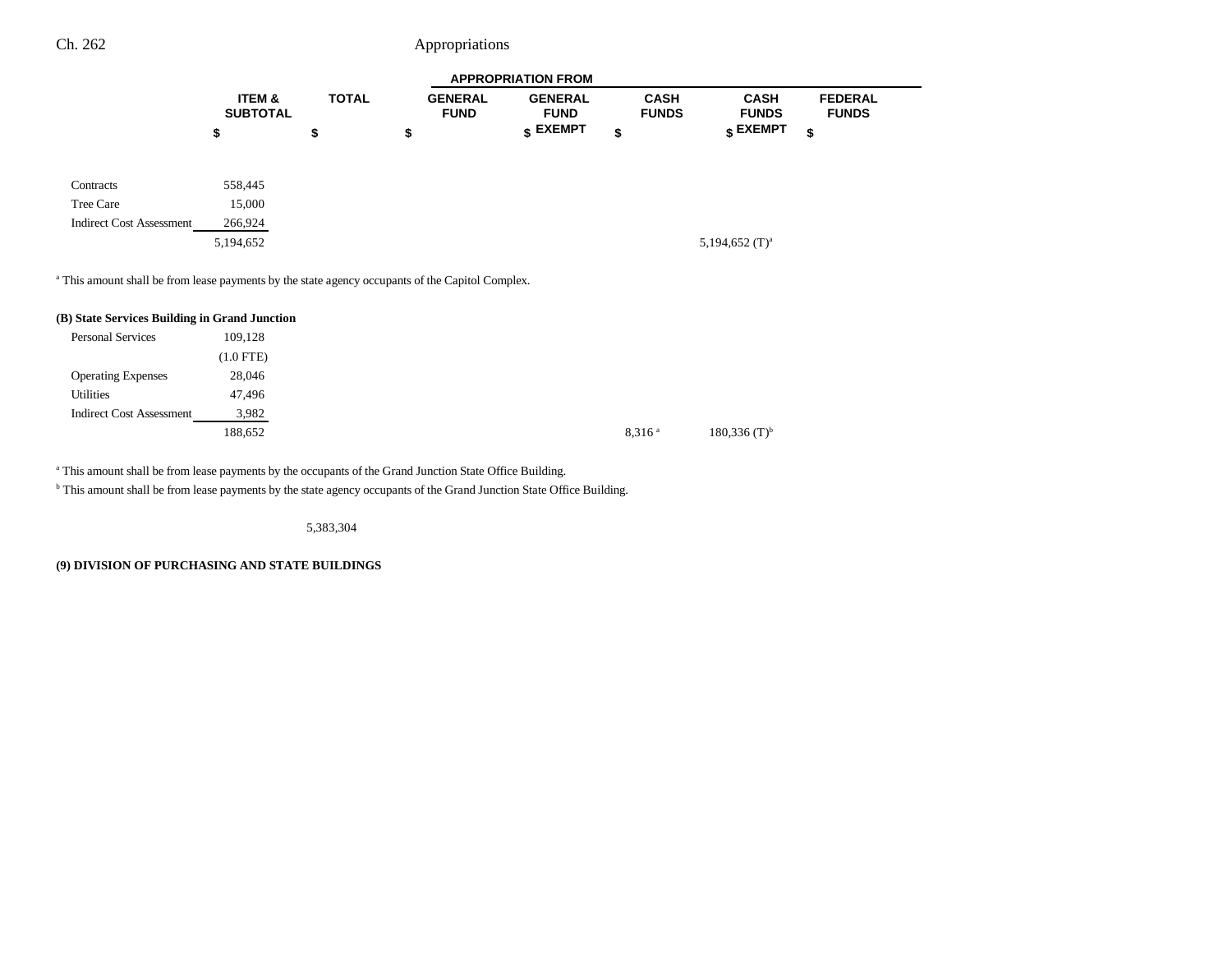| | ITEM & SUBTOTAL | TOTAL | GENERAL FUND | GENERAL FUND EXEMPT | CASH FUNDS | CASH FUNDS EXEMPT | FEDERAL FUNDS |
|---|---|---|---|---|---|---|---|
| | $ | $ | $ | $ | $ | $ | $ |
| Contracts | 558,445 | | | | | | |
| Tree Care | 15,000 | | | | | | |
| Indirect Cost Assessment | 266,924 | | | | | | |
| | 5,194,652 | | | | | 5,194,652 (T)[a] | |

[a] This amount shall be from lease payments by the state agency occupants of the Capitol Complex.

**(B) State Services Building in Grand Junction**

| | ITEM & SUBTOTAL | TOTAL | GENERAL FUND | GENERAL FUND EXEMPT | CASH FUNDS | CASH FUNDS EXEMPT | FEDERAL FUNDS |
|---|---|---|---|---|---|---|---|
| Personal Services | 109,128 | | | | | | |
| | (1.0 FTE) | | | | | | |
| Operating Expenses | 28,046 | | | | | | |
| Utilities | 47,496 | | | | | | |
| Indirect Cost Assessment | 3,982 | | | | | | |
| | 188,652 | | | | 8,316[a] | 180,336 (T)[b] | |

[a] This amount shall be from lease payments by the occupants of the Grand Junction State Office Building.

[b] This amount shall be from lease payments by the state agency occupants of the Grand Junction State Office Building.

| | ITEM & SUBTOTAL | TOTAL | GENERAL FUND | GENERAL FUND EXEMPT | CASH FUNDS | CASH FUNDS EXEMPT | FEDERAL FUNDS |
|---|---|---|---|---|---|---|---|
| | | 5,383,304 | | | | | |

**(9) DIVISION OF PURCHASING AND STATE BUILDINGS**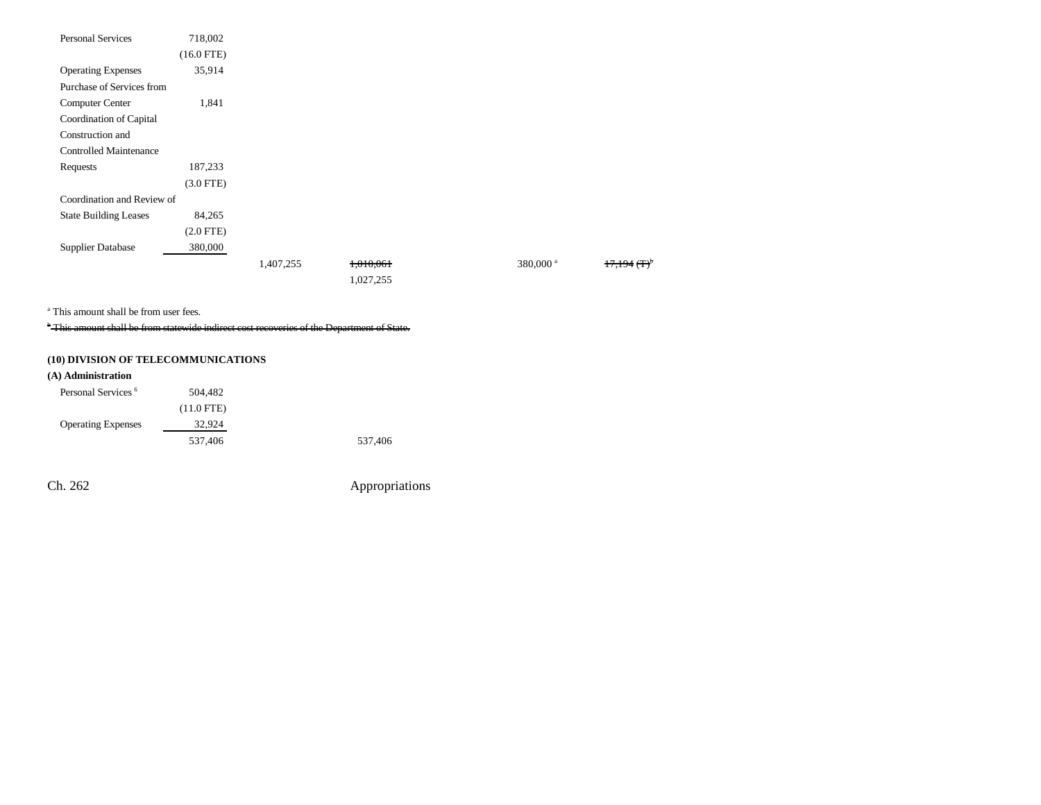| | | | | | | |
|---|---|---|---|---|---|---|
| Personal Services | 718,002 | | | | | |
| | (16.0 FTE) | | | | | |
| Operating Expenses | 35,914 | | | | | |
| Purchase of Services from Computer Center | 1,841 | | | | | |
| Coordination of Capital Construction and Controlled Maintenance Requests | 187,233 | | | | | |
| | (3.0 FTE) | | | | | |
| Coordination and Review of State Building Leases | 84,265 | | | | | |
| | (2.0 FTE) | | | | | |
| Supplier Database | 380,000 | | | | | |
| | | 1,407,255 | ~~1,010,061~~ 1,027,255 | | 380,000 [a] | ~~17,194 (T)~~[b] |

[a] This amount shall be from user fees.

~~[b] This amount shall be from statewide indirect cost recoveries of the Department of State.~~

**(10) DIVISION OF TELECOMMUNICATIONS**

**(A) Administration**

| | | | |
|---|---|---|---|
| Personal Services [6] | 504,482 | | |
| | (11.0 FTE) | | |
| Operating Expenses | 32,924 | | |
| | 537,406 | | 537,406 |

Ch. 262 Appropriations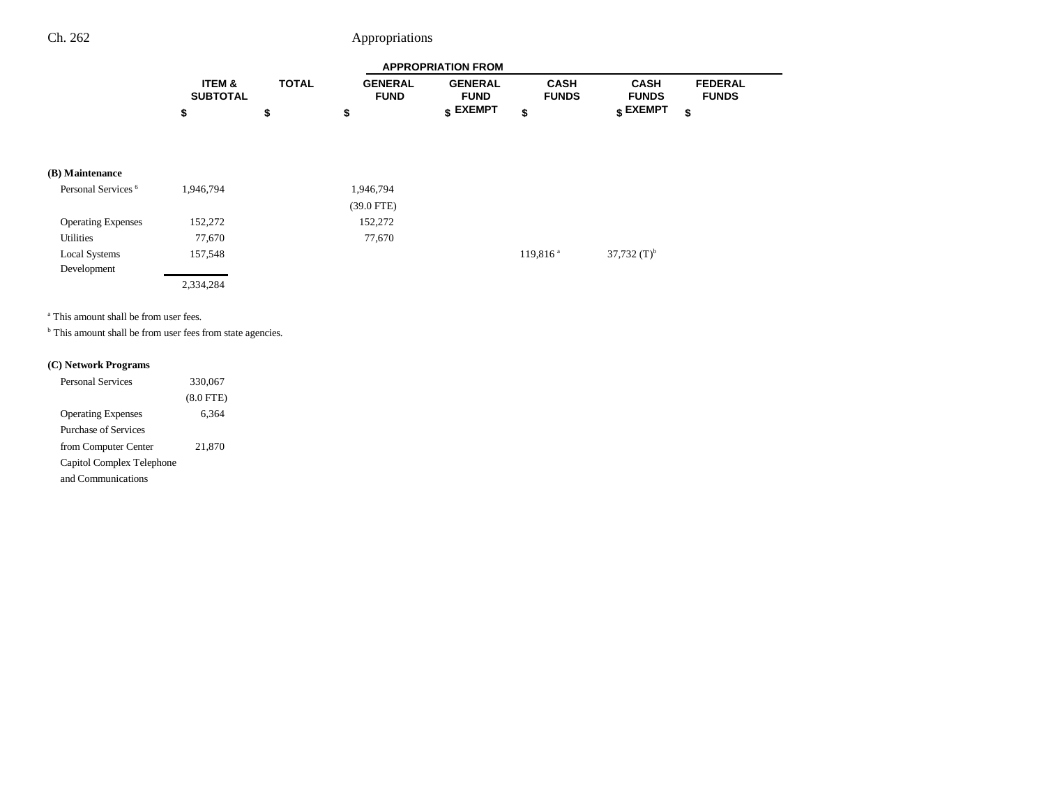| | ITEM & SUBTOTAL | TOTAL | APPROPRIATION FROM GENERAL FUND | GENERAL FUND EXEMPT | CASH FUNDS | CASH FUNDS EXEMPT | FEDERAL FUNDS |
|---|---|---|---|---|---|---|---|
| | $ | $ | $ | $ | $ | $ | $ |
| **(B) Maintenance** | | | | | | | |
| Personal Services [6] | 1,946,794 | | 1,946,794 | | | | |
| | | | (39.0 FTE) | | | | |
| Operating Expenses | 152,272 | | 152,272 | | | | |
| Utilities | 77,670 | | 77,670 | | | | |
| Local Systems Development | 157,548 | | | | 119,816 [a] | 37,732 (T)[b] | |
| | 2,334,284 | | | | | | |

[a] This amount shall be from user fees.

[b] This amount shall be from user fees from state agencies.

| | ITEM & SUBTOTAL | TOTAL | GENERAL FUND | GENERAL FUND EXEMPT | CASH FUNDS | CASH FUNDS EXEMPT | FEDERAL FUNDS |
|---|---|---|---|---|---|---|---|
| **(C) Network Programs** | | | | | | | |
| Personal Services | 330,067 | | | | | | |
| | (8.0 FTE) | | | | | | |
| Operating Expenses | 6,364 | | | | | | |
| Purchase of Services from Computer Center | 21,870 | | | | | | |
| Capitol Complex Telephone and Communications | | | | | | | |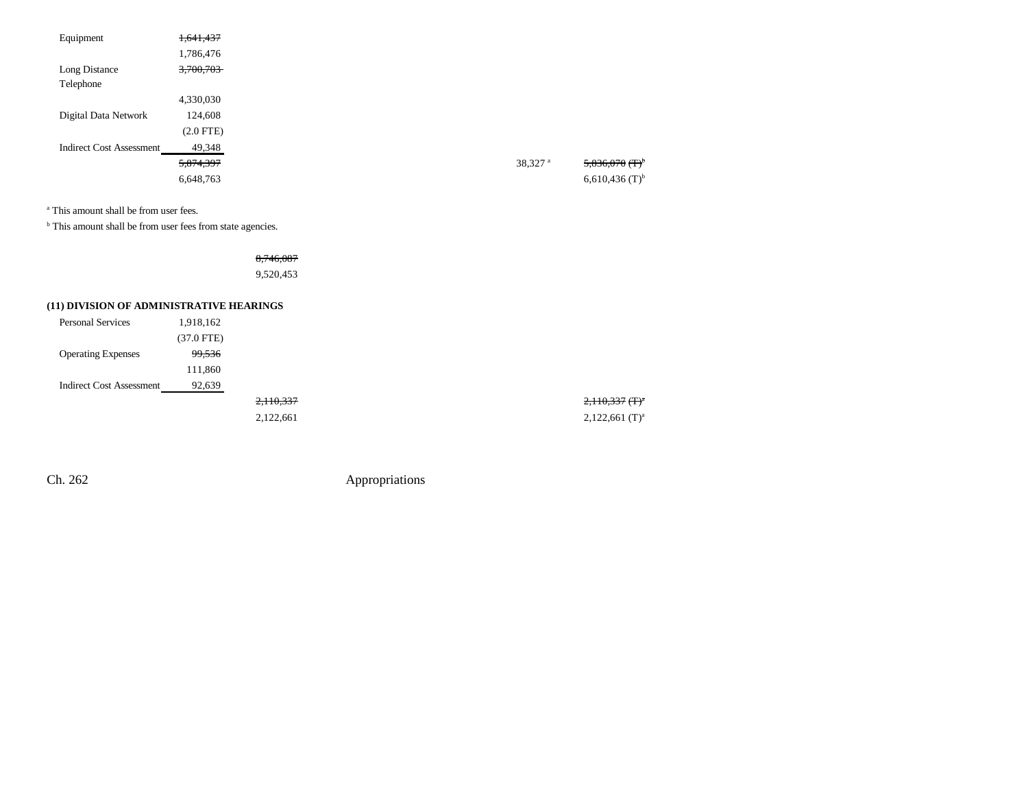| | | | | | |
|---|---|---|---|---|---|
| Equipment | ~~1,641,437~~ | | | | |
| | 1,786,476 | | | | |
| Long Distance Telephone | ~~3,700,703~~ | | | | |
| | 4,330,030 | | | | |
| Digital Data Network | 124,608 | | | | |
| | (2.0 FTE) | | | | |
| Indirect Cost Assessment | 49,348 | | | | |
| | ~~5,874,397~~ | | | 38,327[a] | ~~5,836,070 (T)~~[b] |
| | 6,648,763 | | | | 6,610,436 (T)[b] |

[a] This amount shall be from user fees.

[b] This amount shall be from user fees from state agencies.

| | | | | | |
|---|---|---|---|---|---|
| | | ~~8,746,087~~ | | | |
| | | 9,520,453 | | | |

**(11) DIVISION OF ADMINISTRATIVE HEARINGS**

| | | | | | |
|---|---|---|---|---|---|
| Personal Services | 1,918,162 | | | | |
| | (37.0 FTE) | | | | |
| Operating Expenses | ~~99,536~~ | | | | |
| | 111,860 | | | | |
| Indirect Cost Assessment | 92,639 | | | | |
| | | ~~2,110,337~~ | | | ~~2,110,337 (T)~~[a] |
| | | 2,122,661 | | | 2,122,661 (T)[a] |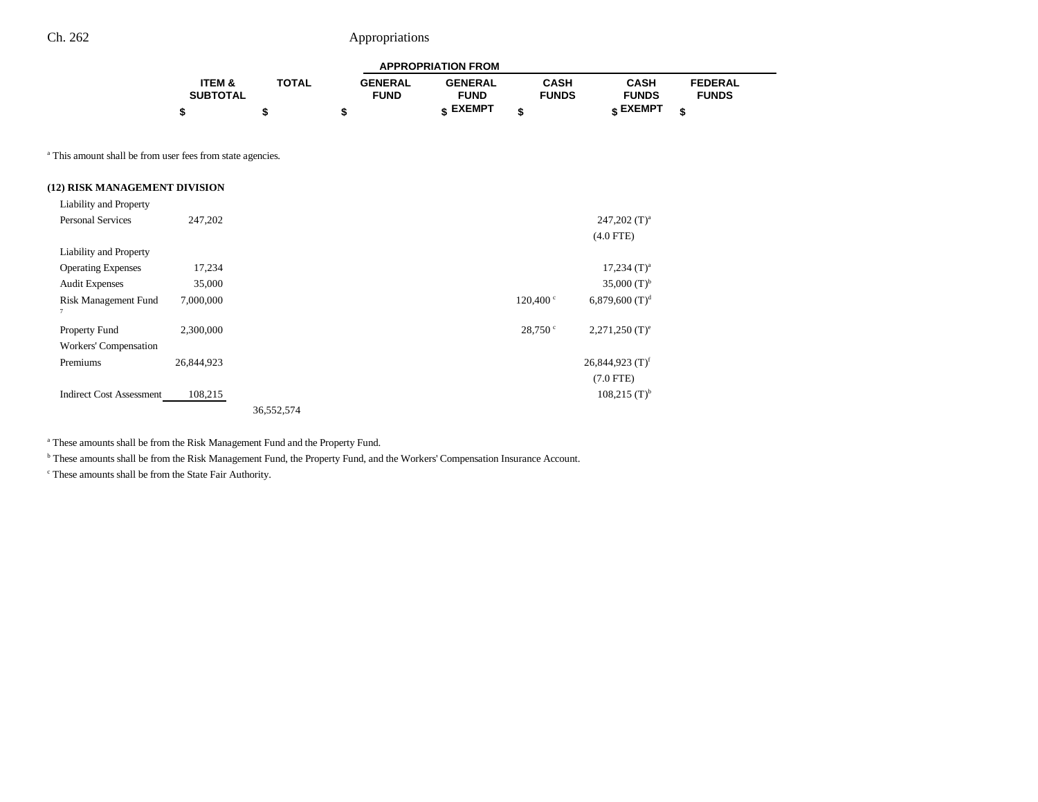| | ITEM & SUBTOTAL | TOTAL | GENERAL FUND | GENERAL FUND EXEMPT | CASH FUNDS | CASH FUNDS EXEMPT | FEDERAL FUNDS |
|---|---|---|---|---|---|---|---|
| | $ | $ | $ | $ | $ | $ | $ |

[a] This amount shall be from user fees from state agencies.

**(12) RISK MANAGEMENT DIVISION**

| | ITEM & SUBTOTAL | TOTAL | GENERAL FUND | GENERAL FUND EXEMPT | CASH FUNDS | CASH FUNDS EXEMPT | FEDERAL FUNDS |
|---|---|---|---|---|---|---|---|
| Liability and Property Personal Services | 247,202 | | | | | 247,202 (T)[a] (4.0 FTE) | |
| Liability and Property Operating Expenses | 17,234 | | | | | 17,234 (T)[a] | |
| Audit Expenses | 35,000 | | | | | 35,000 (T)[b] | |
| Risk Management Fund [7] | 7,000,000 | | | | 120,400 [c] | 6,879,600 (T)[d] | |
| Property Fund | 2,300,000 | | | | 28,750 [c] | 2,271,250 (T)[e] | |
| Workers' Compensation Premiums | 26,844,923 | | | | | 26,844,923 (T)[f] (7.0 FTE) | |
| Indirect Cost Assessment | 108,215 | | | | | 108,215 (T)[b] | |
| | | 36,552,574 | | | | | |

[a] These amounts shall be from the Risk Management Fund and the Property Fund.

[b] These amounts shall be from the Risk Management Fund, the Property Fund, and the Workers' Compensation Insurance Account.

[c] These amounts shall be from the State Fair Authority.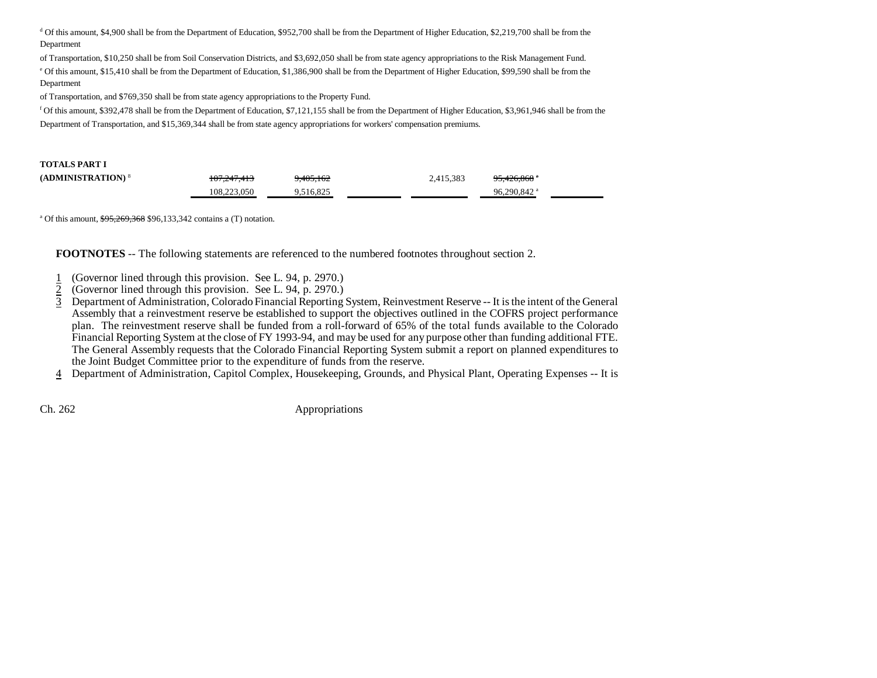[d] Of this amount, $4,900 shall be from the Department of Education, $952,700 shall be from the Department of Higher Education, $2,219,700 shall be from the Department of Transportation, $10,250 shall be from Soil Conservation Districts, and $3,692,050 shall be from state agency appropriations to the Risk Management Fund.

[e] Of this amount, $15,410 shall be from the Department of Education, $1,386,900 shall be from the Department of Higher Education, $99,590 shall be from the Department of Transportation, and $769,350 shall be from state agency appropriations to the Property Fund.

[f] Of this amount, $392,478 shall be from the Department of Education, $7,121,155 shall be from the Department of Higher Education, $3,961,946 shall be from the Department of Transportation, and $15,369,344 shall be from state agency appropriations for workers' compensation premiums.

| | | | | | | |
|---|---|---|---|---|---|---|
| **TOTALS PART I** | | | | | | |
| **(ADMINISTRATION)** [8] | ~~107,247,413~~ | ~~9,405,162~~ | | 2,415,383 | ~~95,426,868~~ [a] | |
| | 108,223,050 | 9,516,825 | | | 96,290,842 [a] | |

[a] Of this amount, ~~$95,269,368~~ $96,133,342 contains a (T) notation.

**FOOTNOTES** -- The following statements are referenced to the numbered footnotes throughout section 2.

1. (Governor lined through this provision. See L. 94, p. 2970.)
2. (Governor lined through this provision. See L. 94, p. 2970.)
3. Department of Administration, Colorado Financial Reporting System, Reinvestment Reserve -- It is the intent of the General Assembly that a reinvestment reserve be established to support the objectives outlined in the COFRS project performance plan. The reinvestment reserve shall be funded from a roll-forward of 65% of the total funds available to the Colorado Financial Reporting System at the close of FY 1993-94, and may be used for any purpose other than funding additional FTE. The General Assembly requests that the Colorado Financial Reporting System submit a report on planned expenditures to the Joint Budget Committee prior to the expenditure of funds from the reserve.
4. Department of Administration, Capitol Complex, Housekeeping, Grounds, and Physical Plant, Operating Expenses -- It is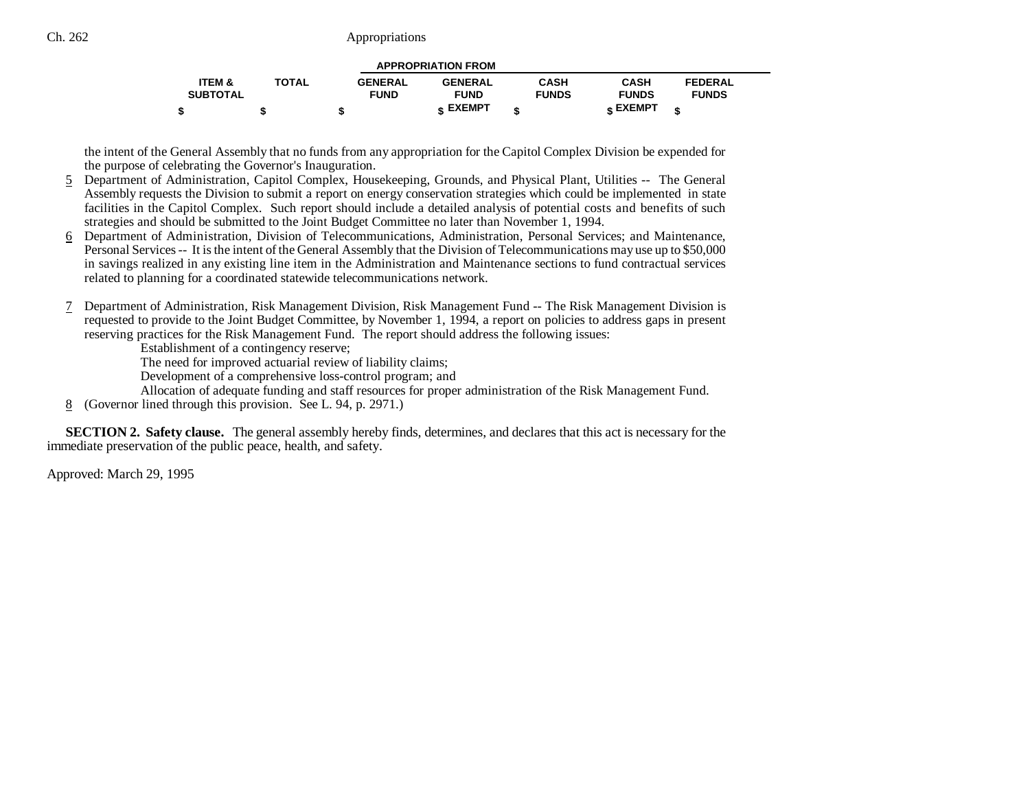| ITEM & SUBTOTAL | TOTAL | APPROPRIATION FROM GENERAL FUND | GENERAL FUND EXEMPT | CASH FUNDS | CASH FUNDS EXEMPT | FEDERAL FUNDS |
|---|---|---|---|---|---|---|
| $ | $ | $ | $ | $ | $ | $ |

the intent of the General Assembly that no funds from any appropriation for the Capitol Complex Division be expended for the purpose of celebrating the Governor's Inauguration.

5 Department of Administration, Capitol Complex, Housekeeping, Grounds, and Physical Plant, Utilities -- The General Assembly requests the Division to submit a report on energy conservation strategies which could be implemented in state facilities in the Capitol Complex. Such report should include a detailed analysis of potential costs and benefits of such strategies and should be submitted to the Joint Budget Committee no later than November 1, 1994.

6 Department of Administration, Division of Telecommunications, Administration, Personal Services; and Maintenance, Personal Services -- It is the intent of the General Assembly that the Division of Telecommunications may use up to $50,000 in savings realized in any existing line item in the Administration and Maintenance sections to fund contractual services related to planning for a coordinated statewide telecommunications network.

7 Department of Administration, Risk Management Division, Risk Management Fund -- The Risk Management Division is requested to provide to the Joint Budget Committee, by November 1, 1994, a report on policies to address gaps in present reserving practices for the Risk Management Fund. The report should address the following issues:

Establishment of a contingency reserve;
The need for improved actuarial review of liability claims;
Development of a comprehensive loss-control program; and
Allocation of adequate funding and staff resources for proper administration of the Risk Management Fund.

8 (Governor lined through this provision. See L. 94, p. 2971.)

**SECTION 2. Safety clause.** The general assembly hereby finds, determines, and declares that this act is necessary for the immediate preservation of the public peace, health, and safety.

Approved: March 29, 1995